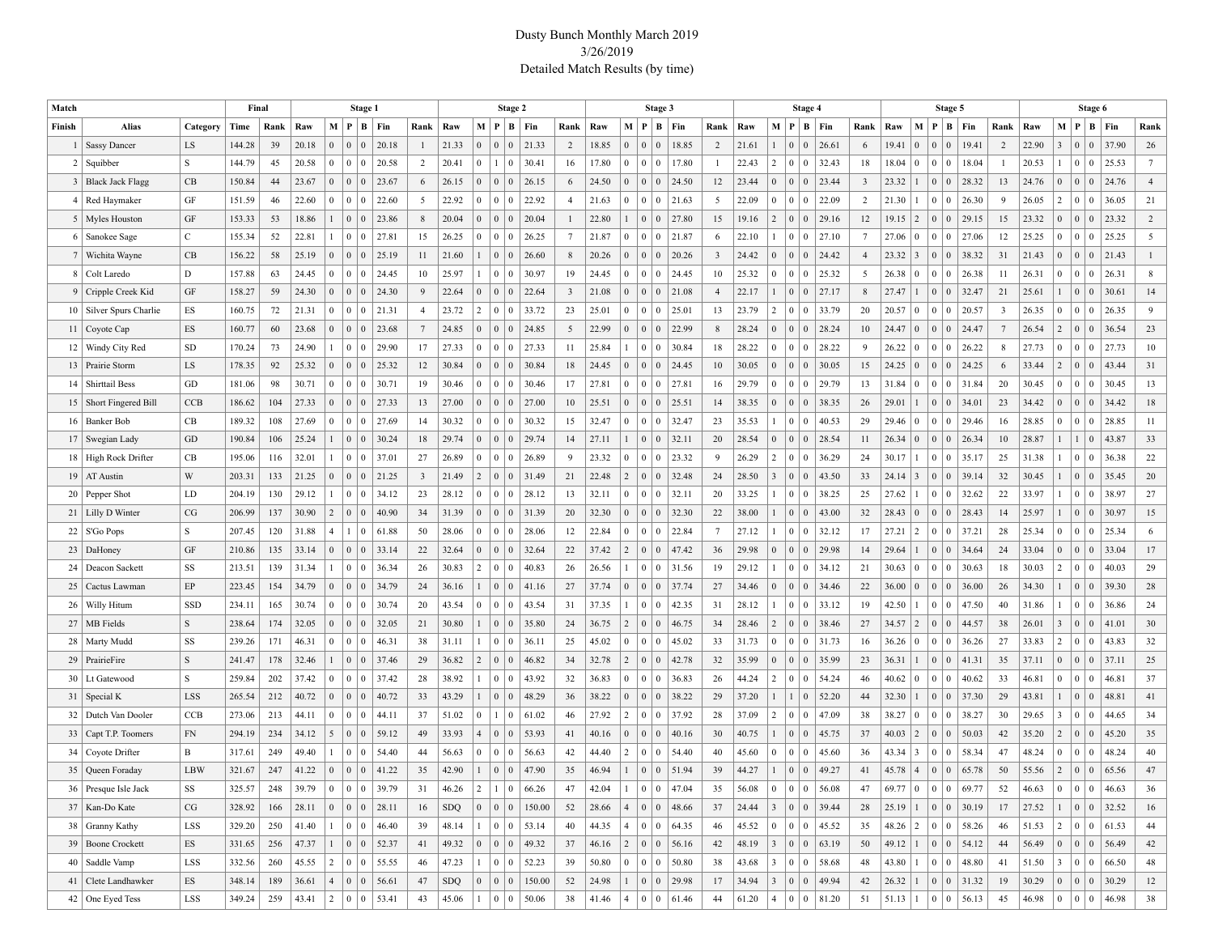# Dusty Bunch Monthly March 2019

3/26/2019

Detailed Match Results (by time)

| Match | | | Final | | Stage 1 | | | | | | Stage 2 | | | | | | Stage 3 | | | | | | Stage 4 | | | | | | Stage 5 | | | | | | Stage 6 | | | | | |
|---|---|---|---|---|---|---|---|---|---|---|---|---|---|---|---|---|---|---|---|---|---|---|---|---|---|---|---|---|---|---|---|---|---|---|---|---|---|---|---|---|
| Finish | Alias | Category | Time | Rank | Raw | M | P | B | Fin | Rank | Raw | M | P | B | Fin | Rank | Raw | M | P | B | Fin | Rank | Raw | M | P | B | Fin | Rank | Raw | M | P | B | Fin | Rank | Raw | M | P | B | Fin | Rank |
| 1 | Sassy Dancer | LS | 144.28 | 39 | 20.18 | 0 | 0 | 0 | 20.18 | 1 | 21.33 | 0 | 0 | 0 | 21.33 | 2 | 18.85 | 0 | 0 | 0 | 18.85 | 2 | 21.61 | 1 | 0 | 0 | 26.61 | 6 | 19.41 | 0 | 0 | 0 | 19.41 | 2 | 22.90 | 3 | 0 | 0 | 37.90 | 26 |
| 2 | Squibber | S | 144.79 | 45 | 20.58 | 0 | 0 | 0 | 20.58 | 2 | 20.41 | 0 | 1 | 0 | 30.41 | 16 | 17.80 | 0 | 0 | 0 | 17.80 | 1 | 22.43 | 2 | 0 | 0 | 32.43 | 18 | 18.04 | 0 | 0 | 0 | 18.04 | 1 | 20.53 | 1 | 0 | 0 | 25.53 | 7 |
| 3 | Black Jack Flagg | CB | 150.84 | 44 | 23.67 | 0 | 0 | 0 | 23.67 | 6 | 26.15 | 0 | 0 | 0 | 26.15 | 6 | 24.50 | 0 | 0 | 0 | 24.50 | 12 | 23.44 | 0 | 0 | 0 | 23.44 | 3 | 23.32 | 1 | 0 | 0 | 28.32 | 13 | 24.76 | 0 | 0 | 0 | 24.76 | 4 |
| 4 | Red Haymaker | GF | 151.59 | 46 | 22.60 | 0 | 0 | 0 | 22.60 | 5 | 22.92 | 0 | 0 | 0 | 22.92 | 4 | 21.63 | 0 | 0 | 0 | 21.63 | 5 | 22.09 | 0 | 0 | 0 | 22.09 | 2 | 21.30 | 1 | 0 | 0 | 26.30 | 9 | 26.05 | 2 | 0 | 0 | 36.05 | 21 |
| 5 | Myles Houston | GF | 153.33 | 53 | 18.86 | 1 | 0 | 0 | 23.86 | 8 | 20.04 | 0 | 0 | 0 | 20.04 | 1 | 22.80 | 1 | 0 | 0 | 27.80 | 15 | 19.16 | 2 | 0 | 0 | 29.16 | 12 | 19.15 | 2 | 0 | 0 | 29.15 | 15 | 23.32 | 0 | 0 | 0 | 23.32 | 2 |
| 6 | Sanokee Sage | C | 155.34 | 52 | 22.81 | 1 | 0 | 0 | 27.81 | 15 | 26.25 | 0 | 0 | 0 | 26.25 | 7 | 21.87 | 0 | 0 | 0 | 21.87 | 6 | 22.10 | 1 | 0 | 0 | 27.10 | 7 | 27.06 | 0 | 0 | 0 | 27.06 | 12 | 25.25 | 0 | 0 | 0 | 25.25 | 5 |
| 7 | Wichita Wayne | CB | 156.22 | 58 | 25.19 | 0 | 0 | 0 | 25.19 | 11 | 21.60 | 1 | 0 | 0 | 26.60 | 8 | 20.26 | 0 | 0 | 0 | 20.26 | 3 | 24.42 | 0 | 0 | 0 | 24.42 | 4 | 23.32 | 3 | 0 | 0 | 38.32 | 31 | 21.43 | 0 | 0 | 0 | 21.43 | 1 |
| 8 | Colt Laredo | D | 157.88 | 63 | 24.45 | 0 | 0 | 0 | 24.45 | 10 | 25.97 | 1 | 0 | 0 | 30.97 | 19 | 24.45 | 0 | 0 | 0 | 24.45 | 10 | 25.32 | 0 | 0 | 0 | 25.32 | 5 | 26.38 | 0 | 0 | 0 | 26.38 | 11 | 26.31 | 0 | 0 | 0 | 26.31 | 8 |
| 9 | Cripple Creek Kid | GF | 158.27 | 59 | 24.30 | 0 | 0 | 0 | 24.30 | 9 | 22.64 | 0 | 0 | 0 | 22.64 | 3 | 21.08 | 0 | 0 | 0 | 21.08 | 4 | 22.17 | 1 | 0 | 0 | 27.17 | 8 | 27.47 | 1 | 0 | 0 | 32.47 | 21 | 25.61 | 1 | 0 | 0 | 30.61 | 14 |
| 10 | Silver Spurs Charlie | ES | 160.75 | 72 | 21.31 | 0 | 0 | 0 | 21.31 | 4 | 23.72 | 2 | 0 | 0 | 33.72 | 23 | 25.01 | 0 | 0 | 0 | 25.01 | 13 | 23.79 | 2 | 0 | 0 | 33.79 | 20 | 20.57 | 0 | 0 | 0 | 20.57 | 3 | 26.35 | 0 | 0 | 0 | 26.35 | 9 |
| 11 | Coyote Cap | ES | 160.77 | 60 | 23.68 | 0 | 0 | 0 | 23.68 | 7 | 24.85 | 0 | 0 | 0 | 24.85 | 5 | 22.99 | 0 | 0 | 0 | 22.99 | 8 | 28.24 | 0 | 0 | 0 | 28.24 | 10 | 24.47 | 0 | 0 | 0 | 24.47 | 7 | 26.54 | 2 | 0 | 0 | 36.54 | 23 |
| 12 | Windy City Red | SD | 170.24 | 73 | 24.90 | 1 | 0 | 0 | 29.90 | 17 | 27.33 | 0 | 0 | 0 | 27.33 | 11 | 25.84 | 1 | 0 | 0 | 30.84 | 18 | 28.22 | 0 | 0 | 0 | 28.22 | 9 | 26.22 | 0 | 0 | 0 | 26.22 | 8 | 27.73 | 0 | 0 | 0 | 27.73 | 10 |
| 13 | Prairie Storm | LS | 178.35 | 92 | 25.32 | 0 | 0 | 0 | 25.32 | 12 | 30.84 | 0 | 0 | 0 | 30.84 | 18 | 24.45 | 0 | 0 | 0 | 24.45 | 10 | 30.05 | 0 | 0 | 0 | 30.05 | 15 | 24.25 | 0 | 0 | 0 | 24.25 | 6 | 33.44 | 2 | 0 | 0 | 43.44 | 31 |
| 14 | Shirttail Bess | GD | 181.06 | 98 | 30.71 | 0 | 0 | 0 | 30.71 | 19 | 30.46 | 0 | 0 | 0 | 30.46 | 17 | 27.81 | 0 | 0 | 0 | 27.81 | 16 | 29.79 | 0 | 0 | 0 | 29.79 | 13 | 31.84 | 0 | 0 | 0 | 31.84 | 20 | 30.45 | 0 | 0 | 0 | 30.45 | 13 |
| 15 | Short Fingered Bill | CCB | 186.62 | 104 | 27.33 | 0 | 0 | 0 | 27.33 | 13 | 27.00 | 0 | 0 | 0 | 27.00 | 10 | 25.51 | 0 | 0 | 0 | 25.51 | 14 | 38.35 | 0 | 0 | 0 | 38.35 | 26 | 29.01 | 1 | 0 | 0 | 34.01 | 23 | 34.42 | 0 | 0 | 0 | 34.42 | 18 |
| 16 | Banker Bob | CB | 189.32 | 108 | 27.69 | 0 | 0 | 0 | 27.69 | 14 | 30.32 | 0 | 0 | 0 | 30.32 | 15 | 32.47 | 0 | 0 | 0 | 32.47 | 23 | 35.53 | 1 | 0 | 0 | 40.53 | 29 | 29.46 | 0 | 0 | 0 | 29.46 | 16 | 28.85 | 0 | 0 | 0 | 28.85 | 11 |
| 17 | Swegian Lady | GD | 190.84 | 106 | 25.24 | 1 | 0 | 0 | 30.24 | 18 | 29.74 | 0 | 0 | 0 | 29.74 | 14 | 27.11 | 1 | 0 | 0 | 32.11 | 20 | 28.54 | 0 | 0 | 0 | 28.54 | 11 | 26.34 | 0 | 0 | 0 | 26.34 | 10 | 28.87 | 1 | 1 | 0 | 43.87 | 33 |
| 18 | High Rock Drifter | CB | 195.06 | 116 | 32.01 | 1 | 0 | 0 | 37.01 | 27 | 26.89 | 0 | 0 | 0 | 26.89 | 9 | 23.32 | 0 | 0 | 0 | 23.32 | 9 | 26.29 | 2 | 0 | 0 | 36.29 | 24 | 30.17 | 1 | 0 | 0 | 35.17 | 25 | 31.38 | 1 | 0 | 0 | 36.38 | 22 |
| 19 | AT Austin | W | 203.31 | 133 | 21.25 | 0 | 0 | 0 | 21.25 | 3 | 21.49 | 2 | 0 | 0 | 31.49 | 21 | 22.48 | 2 | 0 | 0 | 32.48 | 24 | 28.50 | 3 | 0 | 0 | 43.50 | 33 | 24.14 | 3 | 0 | 0 | 39.14 | 32 | 30.45 | 1 | 0 | 0 | 35.45 | 20 |
| 20 | Pepper Shot | LD | 204.19 | 130 | 29.12 | 1 | 0 | 0 | 34.12 | 23 | 28.12 | 0 | 0 | 0 | 28.12 | 13 | 32.11 | 0 | 0 | 0 | 32.11 | 20 | 33.25 | 1 | 0 | 0 | 38.25 | 25 | 27.62 | 1 | 0 | 0 | 32.62 | 22 | 33.97 | 1 | 0 | 0 | 38.97 | 27 |
| 21 | Lilly D Winter | CG | 206.99 | 137 | 30.90 | 2 | 0 | 0 | 40.90 | 34 | 31.39 | 0 | 0 | 0 | 31.39 | 20 | 32.30 | 0 | 0 | 0 | 32.30 | 22 | 38.00 | 1 | 0 | 0 | 43.00 | 32 | 28.43 | 0 | 0 | 0 | 28.43 | 14 | 25.97 | 1 | 0 | 0 | 30.97 | 15 |
| 22 | S'Go Pops | S | 207.45 | 120 | 31.88 | 4 | 1 | 0 | 61.88 | 50 | 28.06 | 0 | 0 | 0 | 28.06 | 12 | 22.84 | 0 | 0 | 0 | 22.84 | 7 | 27.12 | 1 | 0 | 0 | 32.12 | 17 | 27.21 | 2 | 0 | 0 | 37.21 | 28 | 25.34 | 0 | 0 | 0 | 25.34 | 6 |
| 23 | DaHoney | GF | 210.86 | 135 | 33.14 | 0 | 0 | 0 | 33.14 | 22 | 32.64 | 0 | 0 | 0 | 32.64 | 22 | 37.42 | 2 | 0 | 0 | 47.42 | 36 | 29.98 | 0 | 0 | 0 | 29.98 | 14 | 29.64 | 1 | 0 | 0 | 34.64 | 24 | 33.04 | 0 | 0 | 0 | 33.04 | 17 |
| 24 | Deacon Sackett | SS | 213.51 | 139 | 31.34 | 1 | 0 | 0 | 36.34 | 26 | 30.83 | 2 | 0 | 0 | 40.83 | 26 | 26.56 | 1 | 0 | 0 | 31.56 | 19 | 29.12 | 1 | 0 | 0 | 34.12 | 21 | 30.63 | 0 | 0 | 0 | 30.63 | 18 | 30.03 | 2 | 0 | 0 | 40.03 | 29 |
| 25 | Cactus Lawman | EP | 223.45 | 154 | 34.79 | 0 | 0 | 0 | 34.79 | 24 | 36.16 | 1 | 0 | 0 | 41.16 | 27 | 37.74 | 0 | 0 | 0 | 37.74 | 27 | 34.46 | 0 | 0 | 0 | 34.46 | 22 | 36.00 | 0 | 0 | 0 | 36.00 | 26 | 34.30 | 1 | 0 | 0 | 39.30 | 28 |
| 26 | Willy Hitum | SSD | 234.11 | 165 | 30.74 | 0 | 0 | 0 | 30.74 | 20 | 43.54 | 0 | 0 | 0 | 43.54 | 31 | 37.35 | 1 | 0 | 0 | 42.35 | 31 | 28.12 | 1 | 0 | 0 | 33.12 | 19 | 42.50 | 1 | 0 | 0 | 47.50 | 40 | 31.86 | 1 | 0 | 0 | 36.86 | 24 |
| 27 | MB Fields | S | 238.64 | 174 | 32.05 | 0 | 0 | 0 | 32.05 | 21 | 30.80 | 1 | 0 | 0 | 35.80 | 24 | 36.75 | 2 | 0 | 0 | 46.75 | 34 | 28.46 | 2 | 0 | 0 | 38.46 | 27 | 34.57 | 2 | 0 | 0 | 44.57 | 38 | 26.01 | 3 | 0 | 0 | 41.01 | 30 |
| 28 | Marty Mudd | SS | 239.26 | 171 | 46.31 | 0 | 0 | 0 | 46.31 | 38 | 31.11 | 1 | 0 | 0 | 36.11 | 25 | 45.02 | 0 | 0 | 0 | 45.02 | 33 | 31.73 | 0 | 0 | 0 | 31.73 | 16 | 36.26 | 0 | 0 | 0 | 36.26 | 27 | 33.83 | 2 | 0 | 0 | 43.83 | 32 |
| 29 | PrairieFire | S | 241.47 | 178 | 32.46 | 1 | 0 | 0 | 37.46 | 29 | 36.82 | 2 | 0 | 0 | 46.82 | 34 | 32.78 | 2 | 0 | 0 | 42.78 | 32 | 35.99 | 0 | 0 | 0 | 35.99 | 23 | 36.31 | 1 | 0 | 0 | 41.31 | 35 | 37.11 | 0 | 0 | 0 | 37.11 | 25 |
| 30 | Lt Gatewood | S | 259.84 | 202 | 37.42 | 0 | 0 | 0 | 37.42 | 28 | 38.92 | 1 | 0 | 0 | 43.92 | 32 | 36.83 | 0 | 0 | 0 | 36.83 | 26 | 44.24 | 2 | 0 | 0 | 54.24 | 46 | 40.62 | 0 | 0 | 0 | 40.62 | 33 | 46.81 | 0 | 0 | 0 | 46.81 | 37 |
| 31 | Special K | LSS | 265.54 | 212 | 40.72 | 0 | 0 | 0 | 40.72 | 33 | 43.29 | 1 | 0 | 0 | 48.29 | 36 | 38.22 | 0 | 0 | 0 | 38.22 | 29 | 37.20 | 1 | 1 | 0 | 52.20 | 44 | 32.30 | 1 | 0 | 0 | 37.30 | 29 | 43.81 | 1 | 0 | 0 | 48.81 | 41 |
| 32 | Dutch Van Dooler | CCB | 273.06 | 213 | 44.11 | 0 | 0 | 0 | 44.11 | 37 | 51.02 | 0 | 1 | 0 | 61.02 | 46 | 27.92 | 2 | 0 | 0 | 37.92 | 28 | 37.09 | 2 | 0 | 0 | 47.09 | 38 | 38.27 | 0 | 0 | 0 | 38.27 | 30 | 29.65 | 3 | 0 | 0 | 44.65 | 34 |
| 33 | Capt T.P. Toomers | FN | 294.19 | 234 | 34.12 | 5 | 0 | 0 | 59.12 | 49 | 33.93 | 4 | 0 | 0 | 53.93 | 41 | 40.16 | 0 | 0 | 0 | 40.16 | 30 | 40.75 | 1 | 0 | 0 | 45.75 | 37 | 40.03 | 2 | 0 | 0 | 50.03 | 42 | 35.20 | 2 | 0 | 0 | 45.20 | 35 |
| 34 | Coyote Drifter | B | 317.61 | 249 | 49.40 | 1 | 0 | 0 | 54.40 | 44 | 56.63 | 0 | 0 | 0 | 56.63 | 42 | 44.40 | 2 | 0 | 0 | 54.40 | 40 | 45.60 | 0 | 0 | 0 | 45.60 | 36 | 43.34 | 3 | 0 | 0 | 58.34 | 47 | 48.24 | 0 | 0 | 0 | 48.24 | 40 |
| 35 | Queen Foraday | LBW | 321.67 | 247 | 41.22 | 0 | 0 | 0 | 41.22 | 35 | 42.90 | 1 | 0 | 0 | 47.90 | 35 | 46.94 | 1 | 0 | 0 | 51.94 | 39 | 44.27 | 1 | 0 | 0 | 49.27 | 41 | 45.78 | 4 | 0 | 0 | 65.78 | 50 | 55.56 | 2 | 0 | 0 | 65.56 | 47 |
| 36 | Presque Isle Jack | SS | 325.57 | 248 | 39.79 | 0 | 0 | 0 | 39.79 | 31 | 46.26 | 2 | 1 | 0 | 66.26 | 47 | 42.04 | 1 | 0 | 0 | 47.04 | 35 | 56.08 | 0 | 0 | 0 | 56.08 | 47 | 69.77 | 0 | 0 | 0 | 69.77 | 52 | 46.63 | 0 | 0 | 0 | 46.63 | 36 |
| 37 | Kan-Do Kate | CG | 328.92 | 166 | 28.11 | 0 | 0 | 0 | 28.11 | 16 | SDQ | 0 | 0 | 0 | 150.00 | 52 | 28.66 | 4 | 0 | 0 | 48.66 | 37 | 24.44 | 3 | 0 | 0 | 39.44 | 28 | 25.19 | 1 | 0 | 0 | 30.19 | 17 | 27.52 | 1 | 0 | 0 | 32.52 | 16 |
| 38 | Granny Kathy | LSS | 329.20 | 250 | 41.40 | 1 | 0 | 0 | 46.40 | 39 | 48.14 | 1 | 0 | 0 | 53.14 | 40 | 44.35 | 4 | 0 | 0 | 64.35 | 46 | 45.52 | 0 | 0 | 0 | 45.52 | 35 | 48.26 | 2 | 0 | 0 | 58.26 | 46 | 51.53 | 2 | 0 | 0 | 61.53 | 44 |
| 39 | Boone Crockett | ES | 331.65 | 256 | 47.37 | 1 | 0 | 0 | 52.37 | 41 | 49.32 | 0 | 0 | 0 | 49.32 | 37 | 46.16 | 2 | 0 | 0 | 56.16 | 42 | 48.19 | 3 | 0 | 0 | 63.19 | 50 | 49.12 | 1 | 0 | 0 | 54.12 | 44 | 56.49 | 0 | 0 | 0 | 56.49 | 42 |
| 40 | Saddle Vamp | LSS | 332.56 | 260 | 45.55 | 2 | 0 | 0 | 55.55 | 46 | 47.23 | 1 | 0 | 0 | 52.23 | 39 | 50.80 | 0 | 0 | 0 | 50.80 | 38 | 43.68 | 3 | 0 | 0 | 58.68 | 48 | 43.80 | 1 | 0 | 0 | 48.80 | 41 | 51.50 | 3 | 0 | 0 | 66.50 | 48 |
| 41 | Clete Landhawker | ES | 348.14 | 189 | 36.61 | 4 | 0 | 0 | 56.61 | 47 | SDQ | 0 | 0 | 0 | 150.00 | 52 | 24.98 | 1 | 0 | 0 | 29.98 | 17 | 34.94 | 3 | 0 | 0 | 49.94 | 42 | 26.32 | 1 | 0 | 0 | 31.32 | 19 | 30.29 | 0 | 0 | 0 | 30.29 | 12 |
| 42 | One Eyed Tess | LSS | 349.24 | 259 | 43.41 | 2 | 0 | 0 | 53.41 | 43 | 45.06 | 1 | 0 | 0 | 50.06 | 38 | 41.46 | 4 | 0 | 0 | 61.46 | 44 | 61.20 | 4 | 0 | 0 | 81.20 | 51 | 51.13 | 1 | 0 | 0 | 56.13 | 45 | 46.98 | 0 | 0 | 0 | 46.98 | 38 |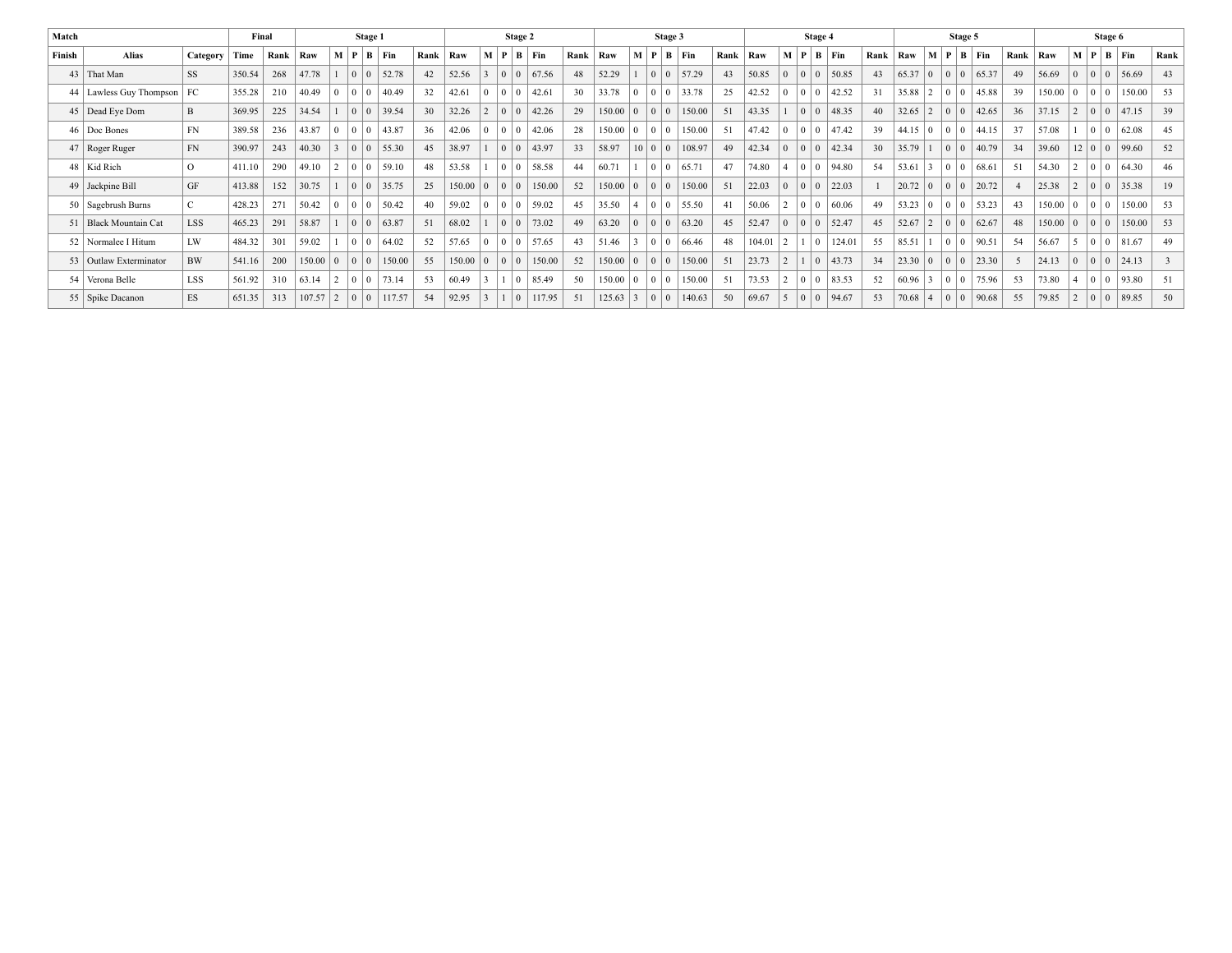| Match | | | Final | | Stage 1 | | | | | | Stage 2 | | | | | | Stage 3 | | | | | | Stage 4 | | | | | | Stage 5 | | | | | | Stage 6 | | | | | |
|---|---|---|---|---|---|---|---|---|---|---|---|---|---|---|---|---|---|---|---|---|---|---|---|---|---|---|---|---|---|---|---|---|---|---|---|---|---|---|---|---|
| Finish | Alias | Category | Time | Rank | Raw | M | P | B | Fin | Rank | Raw | M | P | B | Fin | Rank | Raw | M | P | B | Fin | Rank | Raw | M | P | B | Fin | Rank | Raw | M | P | B | Fin | Rank | Raw | M | P | B | Fin | Rank |
| 43 | That Man | SS | 350.54 | 268 | 47.78 | 1 | 0 | 0 | 52.78 | 42 | 52.56 | 3 | 0 | 0 | 67.56 | 48 | 52.29 | 1 | 0 | 0 | 57.29 | 43 | 50.85 | 0 | 0 | 0 | 50.85 | 43 | 65.37 | 0 | 0 | 0 | 65.37 | 49 | 56.69 | 0 | 0 | 0 | 56.69 | 43 |
| 44 | Lawless Guy Thompson | FC | 355.28 | 210 | 40.49 | 0 | 0 | 0 | 40.49 | 32 | 42.61 | 0 | 0 | 0 | 42.61 | 30 | 33.78 | 0 | 0 | 0 | 33.78 | 25 | 42.52 | 0 | 0 | 0 | 42.52 | 31 | 35.88 | 2 | 0 | 0 | 45.88 | 39 | 150.00 | 0 | 0 | 0 | 150.00 | 53 |
| 45 | Dead Eye Dom | B | 369.95 | 225 | 34.54 | 1 | 0 | 0 | 39.54 | 30 | 32.26 | 2 | 0 | 0 | 42.26 | 29 | 150.00 | 0 | 0 | 0 | 150.00 | 51 | 43.35 | 1 | 0 | 0 | 48.35 | 40 | 32.65 | 2 | 0 | 0 | 42.65 | 36 | 37.15 | 2 | 0 | 0 | 47.15 | 39 |
| 46 | Doc Bones | FN | 389.58 | 236 | 43.87 | 0 | 0 | 0 | 43.87 | 36 | 42.06 | 0 | 0 | 0 | 42.06 | 28 | 150.00 | 0 | 0 | 0 | 150.00 | 51 | 47.42 | 0 | 0 | 0 | 47.42 | 39 | 44.15 | 0 | 0 | 0 | 44.15 | 37 | 57.08 | 1 | 0 | 0 | 62.08 | 45 |
| 47 | Roger Ruger | FN | 390.97 | 243 | 40.30 | 3 | 0 | 0 | 55.30 | 45 | 38.97 | 1 | 0 | 0 | 43.97 | 33 | 58.97 | 10 | 0 | 0 | 108.97 | 49 | 42.34 | 0 | 0 | 0 | 42.34 | 30 | 35.79 | 1 | 0 | 0 | 40.79 | 34 | 39.60 | 12 | 0 | 0 | 99.60 | 52 |
| 48 | Kid Rich | O | 411.10 | 290 | 49.10 | 2 | 0 | 0 | 59.10 | 48 | 53.58 | 1 | 0 | 0 | 58.58 | 44 | 60.71 | 1 | 0 | 0 | 65.71 | 47 | 74.80 | 4 | 0 | 0 | 94.80 | 54 | 53.61 | 3 | 0 | 0 | 68.61 | 51 | 54.30 | 2 | 0 | 0 | 64.30 | 46 |
| 49 | Jackpine Bill | GF | 413.88 | 152 | 30.75 | 1 | 0 | 0 | 35.75 | 25 | 150.00 | 0 | 0 | 0 | 150.00 | 52 | 150.00 | 0 | 0 | 0 | 150.00 | 51 | 22.03 | 0 | 0 | 0 | 22.03 | 1 | 20.72 | 0 | 0 | 0 | 20.72 | 4 | 25.38 | 2 | 0 | 0 | 35.38 | 19 |
| 50 | Sagebrush Burns | C | 428.23 | 271 | 50.42 | 0 | 0 | 0 | 50.42 | 40 | 59.02 | 0 | 0 | 0 | 59.02 | 45 | 35.50 | 4 | 0 | 0 | 55.50 | 41 | 50.06 | 2 | 0 | 0 | 60.06 | 49 | 53.23 | 0 | 0 | 0 | 53.23 | 43 | 150.00 | 0 | 0 | 0 | 150.00 | 53 |
| 51 | Black Mountain Cat | LSS | 465.23 | 291 | 58.87 | 1 | 0 | 0 | 63.87 | 51 | 68.02 | 1 | 0 | 0 | 73.02 | 49 | 63.20 | 0 | 0 | 0 | 63.20 | 45 | 52.47 | 0 | 0 | 0 | 52.47 | 45 | 52.67 | 2 | 0 | 0 | 62.67 | 48 | 150.00 | 0 | 0 | 0 | 150.00 | 53 |
| 52 | Normalee I Hitum | LW | 484.32 | 301 | 59.02 | 1 | 0 | 0 | 64.02 | 52 | 57.65 | 0 | 0 | 0 | 57.65 | 43 | 51.46 | 3 | 0 | 0 | 66.46 | 48 | 104.01 | 2 | 1 | 0 | 124.01 | 55 | 85.51 | 1 | 0 | 0 | 90.51 | 54 | 56.67 | 5 | 0 | 0 | 81.67 | 49 |
| 53 | Outlaw Exterminator | BW | 541.16 | 200 | 150.00 | 0 | 0 | 0 | 150.00 | 55 | 150.00 | 0 | 0 | 0 | 150.00 | 52 | 150.00 | 0 | 0 | 0 | 150.00 | 51 | 23.73 | 2 | 1 | 0 | 43.73 | 34 | 23.30 | 0 | 0 | 0 | 23.30 | 5 | 24.13 | 0 | 0 | 0 | 24.13 | 3 |
| 54 | Verona Belle | LSS | 561.92 | 310 | 63.14 | 2 | 0 | 0 | 73.14 | 53 | 60.49 | 3 | 1 | 0 | 85.49 | 50 | 150.00 | 0 | 0 | 0 | 150.00 | 51 | 73.53 | 2 | 0 | 0 | 83.53 | 52 | 60.96 | 3 | 0 | 0 | 75.96 | 53 | 73.80 | 4 | 0 | 0 | 93.80 | 51 |
| 55 | Spike Dacanon | ES | 651.35 | 313 | 107.57 | 2 | 0 | 0 | 117.57 | 54 | 92.95 | 3 | 1 | 0 | 117.95 | 51 | 125.63 | 3 | 0 | 0 | 140.63 | 50 | 69.67 | 5 | 0 | 0 | 94.67 | 53 | 70.68 | 4 | 0 | 0 | 90.68 | 55 | 79.85 | 2 | 0 | 0 | 89.85 | 50 |